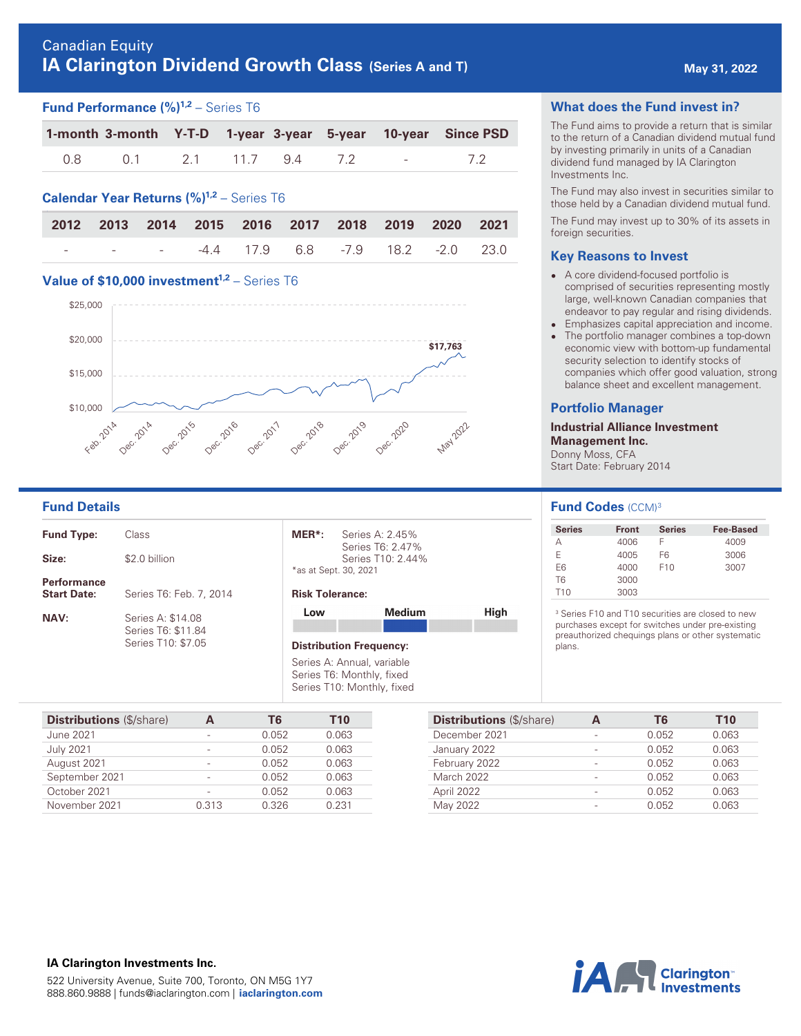Canadian Equity

# IA Clarington Dividend Growth Class (Series A and T)

May 31, 2022

## Fund Performance (%)[1,2] – Series T6

| 1-month | 3-month | Y-T-D | 1-year | 3-year | 5-year | 10-year | Since PSD |
|---|---|---|---|---|---|---|---|
| 0.8 | 0.1 | 2.1 | 11.7 | 9.4 | 7.2 | - | 7.2 |

## Calendar Year Returns (%)[1,2] – Series T6

| 2012 | 2013 | 2014 | 2015 | 2016 | 2017 | 2018 | 2019 | 2020 | 2021 |
|---|---|---|---|---|---|---|---|---|---|
| - | - | - | -4.4 | 17.9 | 6.8 | -7.9 | 18.2 | -2.0 | 23.0 |

## Value of $10,000 investment[1,2] – Series T6

$17,763

## What does the Fund invest in?

The Fund aims to provide a return that is similar to the return of a Canadian dividend mutual fund by investing primarily in units of a Canadian dividend fund managed by IA Clarington Investments Inc.

The Fund may also invest in securities similar to those held by a Canadian dividend mutual fund.

The Fund may invest up to 30% of its assets in foreign securities.

## Key Reasons to Invest

- A core dividend-focused portfolio is comprised of securities representing mostly large, well-known Canadian companies that endeavor to pay regular and rising dividends.
- Emphasizes capital appreciation and income.
- The portfolio manager combines a top-down economic view with bottom-up fundamental security selection to identify stocks of companies which offer good valuation, strong balance sheet and excellent management.

## Portfolio Manager

**Industrial Alliance Investment Management Inc.**
Donny Moss, CFA
Start Date: February 2014

## Fund Details

**Fund Type:** Class

**Size:** $2.0 billion

**Performance Start Date:** Series T6: Feb. 7, 2014

**NAV:** Series A: $14.08
Series T6: $11.84
Series T10: $7.05

**MER*:** Series A: 2.45%
Series T6: 2.47%
Series T10: 2.44%
*as at Sept. 30, 2021

**Risk Tolerance:** Low – Medium – High (Medium)

**Distribution Frequency:**
Series A: Annual, variable
Series T6: Monthly, fixed
Series T10: Monthly, fixed

## Fund Codes (CCM)[3]

| Series | Front | Series | Fee-Based |
|---|---|---|---|
| A | 4006 | F | 4009 |
| E | 4005 | F6 | 3006 |
| E6 | 4000 | F10 | 3007 |
| T6 | 3000 | | |
| T10 | 3003 | | |

[3] Series F10 and T10 securities are closed to new purchases except for switches under pre-existing preauthorized chequings plans or other systematic plans.

| Distributions ($/share) | A | T6 | T10 |
|---|---|---|---|
| June 2021 | - | 0.052 | 0.063 |
| July 2021 | - | 0.052 | 0.063 |
| August 2021 | - | 0.052 | 0.063 |
| September 2021 | - | 0.052 | 0.063 |
| October 2021 | - | 0.052 | 0.063 |
| November 2021 | 0.313 | 0.326 | 0.231 |
| December 2021 | - | 0.052 | 0.063 |
| January 2022 | - | 0.052 | 0.063 |
| February 2022 | - | 0.052 | 0.063 |
| March 2022 | - | 0.052 | 0.063 |
| April 2022 | - | 0.052 | 0.063 |
| May 2022 | - | 0.052 | 0.063 |

**IA Clarington Investments Inc.**

522 University Avenue, Suite 700, Toronto, ON M5G 1Y7
888.860.9888 | funds@iaclarington.com | **iaclarington.com**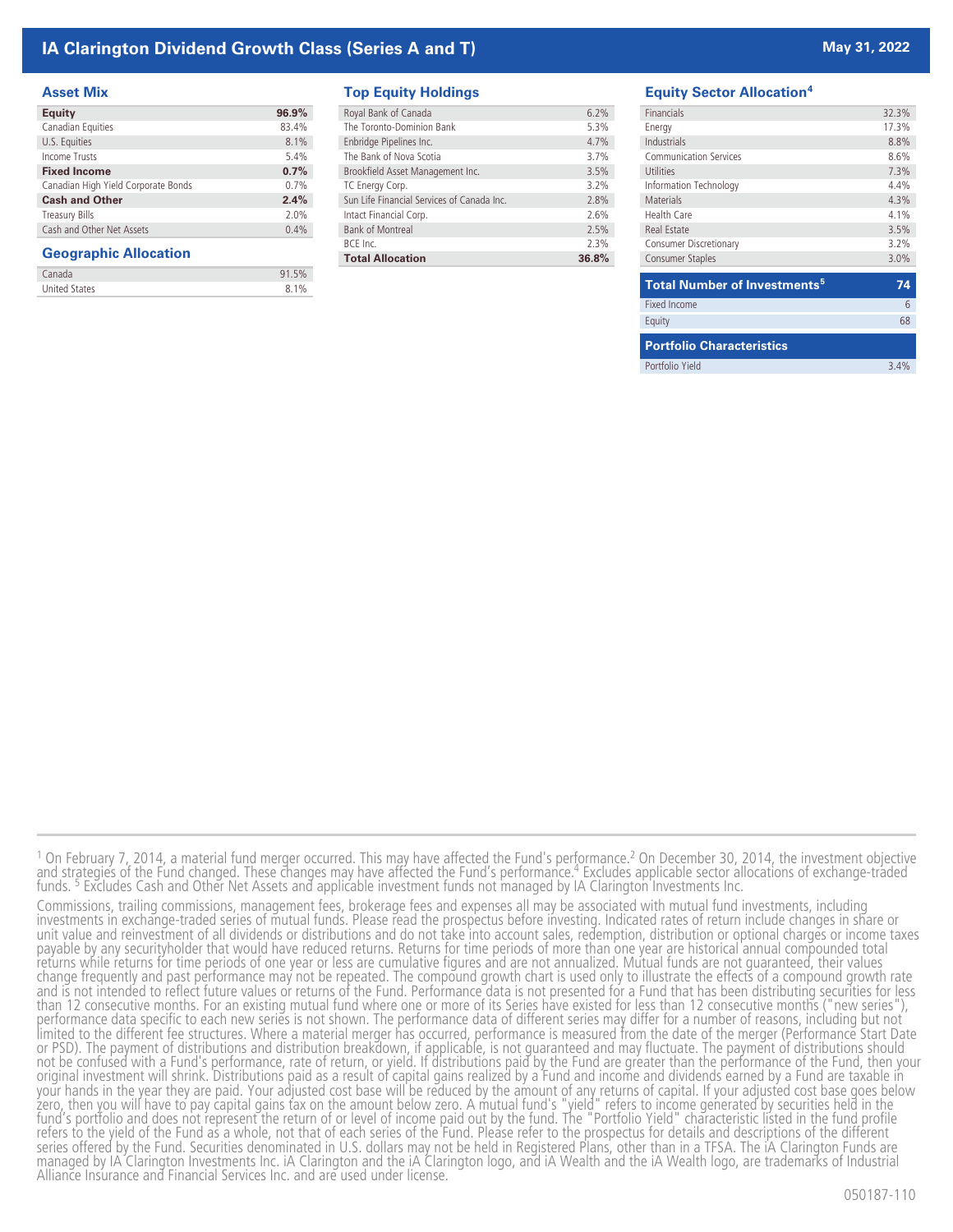# IA Clarington Dividend Growth Class (Series A and T)

May 31, 2022

## Asset Mix

| | |
|---|---|
| **Equity** | **96.9%** |
| Canadian Equities | 83.4% |
| U.S. Equities | 8.1% |
| Income Trusts | 5.4% |
| **Fixed Income** | **0.7%** |
| Canadian High Yield Corporate Bonds | 0.7% |
| **Cash and Other** | **2.4%** |
| Treasury Bills | 2.0% |
| Cash and Other Net Assets | 0.4% |

## Geographic Allocation

| | |
|---|---|
| Canada | 91.5% |
| United States | 8.1% |

## Top Equity Holdings

| | |
|---|---|
| Royal Bank of Canada | 6.2% |
| The Toronto-Dominion Bank | 5.3% |
| Enbridge Pipelines Inc. | 4.7% |
| The Bank of Nova Scotia | 3.7% |
| Brookfield Asset Management Inc. | 3.5% |
| TC Energy Corp. | 3.2% |
| Sun Life Financial Services of Canada Inc. | 2.8% |
| Intact Financial Corp. | 2.6% |
| Bank of Montreal | 2.5% |
| BCE Inc. | 2.3% |
| **Total Allocation** | **36.8%** |

## Equity Sector Allocation[4]

| | |
|---|---|
| Financials | 32.3% |
| Energy | 17.3% |
| Industrials | 8.8% |
| Communication Services | 8.6% |
| Utilities | 7.3% |
| Information Technology | 4.4% |
| Materials | 4.3% |
| Health Care | 4.1% |
| Real Estate | 3.5% |
| Consumer Discretionary | 3.2% |
| Consumer Staples | 3.0% |

## Total Number of Investments[5] — 74

| | |
|---|---|
| Fixed Income | 6 |
| Equity | 68 |

## Portfolio Characteristics

| | |
|---|---|
| Portfolio Yield | 3.4% |

[1] On February 7, 2014, a material fund merger occurred. This may have affected the Fund's performance.[2] On December 30, 2014, the investment objective and strategies of the Fund changed. These changes may have affected the Fund's performance.[4] Excludes applicable sector allocations of exchange-traded funds. [5] Excludes Cash and Other Net Assets and applicable investment funds not managed by IA Clarington Investments Inc.

Commissions, trailing commissions, management fees, brokerage fees and expenses all may be associated with mutual fund investments, including investments in exchange-traded series of mutual funds. Please read the prospectus before investing. Indicated rates of return include changes in share or unit value and reinvestment of all dividends or distributions and do not take into account sales, redemption, distribution or optional charges or income taxes payable by any securityholder that would have reduced returns. Returns for time periods of more than one year are historical annual compounded total returns while returns for time periods of one year or less are cumulative figures and are not annualized. Mutual funds are not guaranteed, their values change frequently and past performance may not be repeated. The compound growth chart is used only to illustrate the effects of a compound growth rate and is not intended to reflect future values or returns of the Fund. Performance data is not presented for a Fund that has been distributing securities for less than 12 consecutive months. For an existing mutual fund where one or more of its Series have existed for less than 12 consecutive months ("new series"), performance data specific to each new series is not shown. The performance data of different series may differ for a number of reasons, including but not limited to the different fee structures. Where a material merger has occurred, performance is measured from the date of the merger (Performance Start Date or PSD). The payment of distributions and distribution breakdown, if applicable, is not guaranteed and may fluctuate. The payment of distributions should not be confused with a Fund's performance, rate of return, or yield. If distributions paid by the Fund are greater than the performance of the Fund, then your original investment will shrink. Distributions paid as a result of capital gains realized by a Fund and income and dividends earned by a Fund are taxable in your hands in the year they are paid. Your adjusted cost base will be reduced by the amount of any returns of capital. If your adjusted cost base goes below zero, then you will have to pay capital gains tax on the amount below zero. A mutual fund's "yield" refers to income generated by securities held in the fund's portfolio and does not represent the return of or level of income paid out by the fund. The "Portfolio Yield" characteristic listed in the fund profile refers to the yield of the Fund as a whole, not that of each series of the Fund. Please refer to the prospectus for details and descriptions of the different series offered by the Fund. Securities denominated in U.S. dollars may not be held in Registered Plans, other than in a TFSA. The iA Clarington Funds are managed by IA Clarington Investments Inc. iA Clarington and the iA Clarington logo, and iA Wealth and the iA Wealth logo, are trademarks of Industrial Alliance Insurance and Financial Services Inc. and are used under license.

050187-110